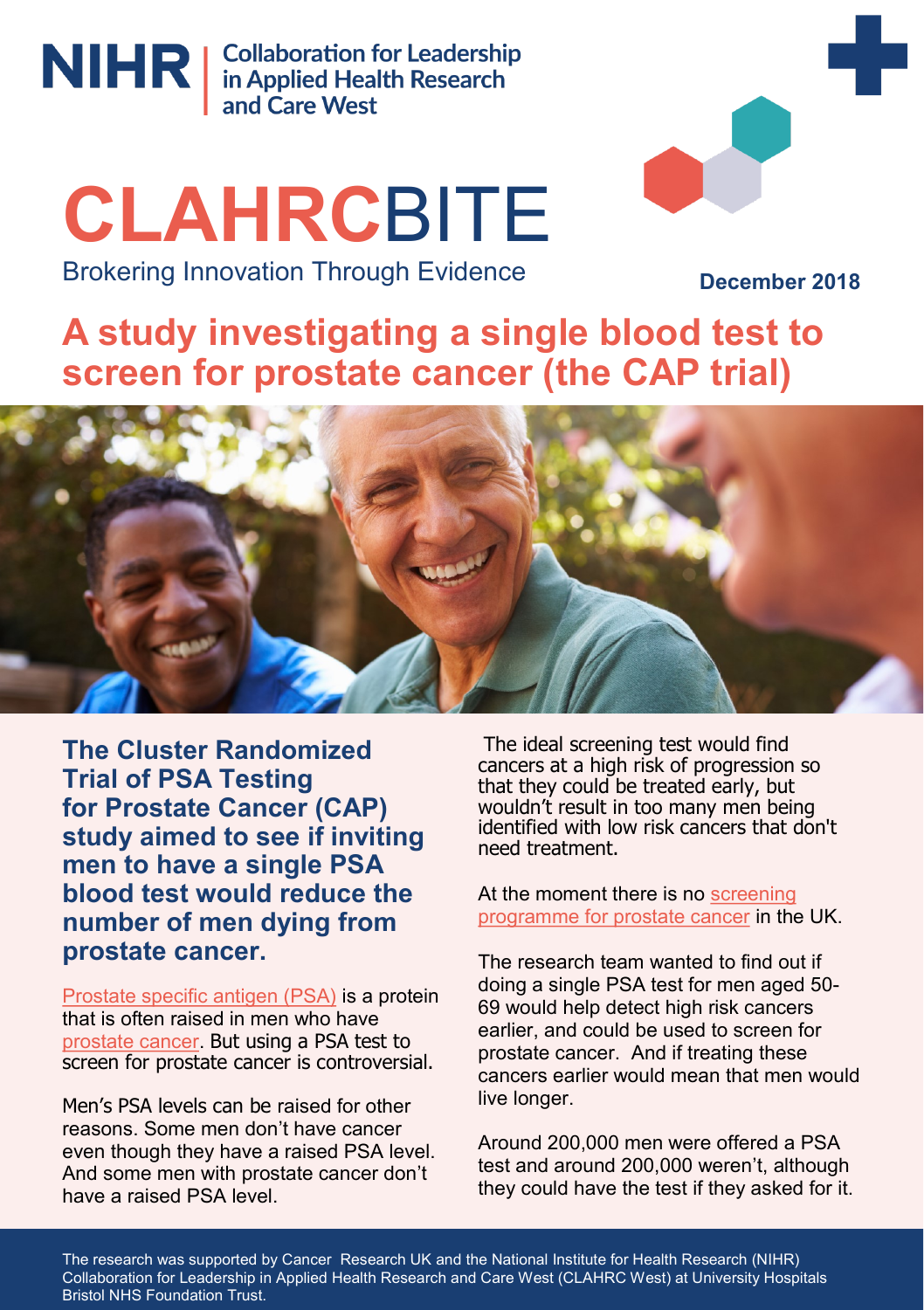NIHR | Collaboration for Leadership in Applied Health Research and Care West

# CLAHRCBITE

Brokering Innovation Through Evidence

**December 2018**

## A study investigating a single blood test to screen for prostate cancer (the CAP trial)

**The Cluster Randomized Trial of PSA Testing for Prostate Cancer (CAP) study aimed to see if inviting men to have a single PSA blood test would reduce the number of men dying from prostate cancer.**

Prostate specific antigen (PSA) is a protein that is often raised in men who have prostate cancer. But using a PSA test to screen for prostate cancer is controversial.

Men's PSA levels can be raised for other reasons. Some men don't have cancer even though they have a raised PSA level. And some men with prostate cancer don't have a raised PSA level.

The ideal screening test would find cancers at a high risk of progression so that they could be treated early, but wouldn't result in too many men being identified with low risk cancers that don't need treatment.

At the moment there is no screening programme for prostate cancer in the UK.

The research team wanted to find out if doing a single PSA test for men aged 50-69 would help detect high risk cancers earlier, and could be used to screen for prostate cancer. And if treating these cancers earlier would mean that men would live longer.

Around 200,000 men were offered a PSA test and around 200,000 weren't, although they could have the test if they asked for it.

The research was supported by Cancer Research UK and the National Institute for Health Research (NIHR) Collaboration for Leadership in Applied Health Research and Care West (CLAHRC West) at University Hospitals Bristol NHS Foundation Trust.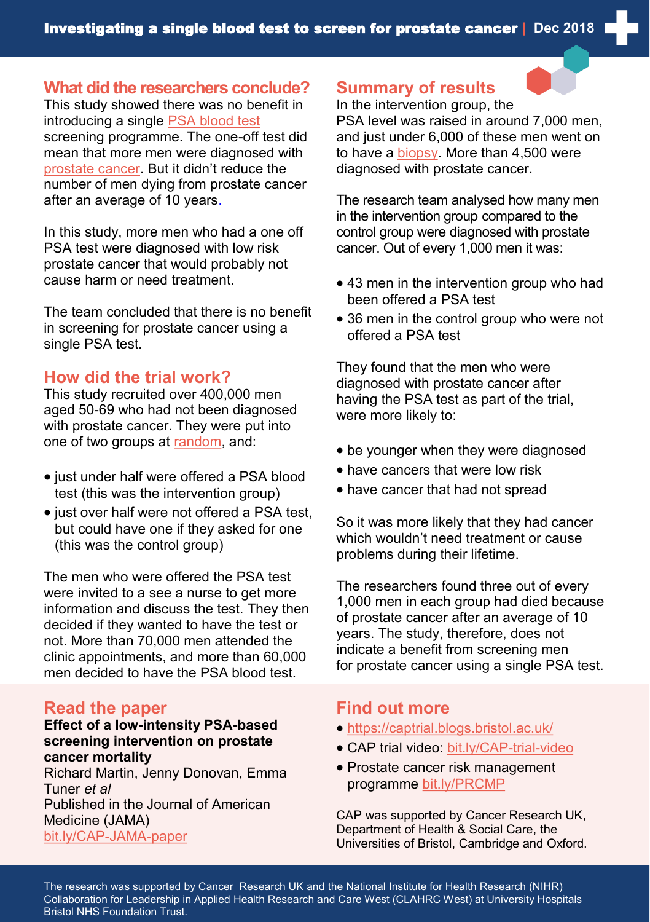## What did the researchers conclude?

This study showed there was no benefit in introducing a single PSA blood test screening programme. The one-off test did mean that more men were diagnosed with prostate cancer. But it didn't reduce the number of men dying from prostate cancer after an average of 10 years.

In this study, more men who had a one off PSA test were diagnosed with low risk prostate cancer that would probably not cause harm or need treatment.

The team concluded that there is no benefit in screening for prostate cancer using a single PSA test.

## How did the trial work?

This study recruited over 400,000 men aged 50-69 who had not been diagnosed with prostate cancer. They were put into one of two groups at random, and:

- just under half were offered a PSA blood test (this was the intervention group)
- just over half were not offered a PSA test, but could have one if they asked for one (this was the control group)

The men who were offered the PSA test were invited to a see a nurse to get more information and discuss the test. They then decided if they wanted to have the test or not. More than 70,000 men attended the clinic appointments, and more than 60,000 men decided to have the PSA blood test.

## Summary of results

In the intervention group, the PSA level was raised in around 7,000 men, and just under 6,000 of these men went on to have a biopsy. More than 4,500 were diagnosed with prostate cancer.

The research team analysed how many men in the intervention group compared to the control group were diagnosed with prostate cancer. Out of every 1,000 men it was:

- 43 men in the intervention group who had been offered a PSA test
- 36 men in the control group who were not offered a PSA test

They found that the men who were diagnosed with prostate cancer after having the PSA test as part of the trial, were more likely to:

- be younger when they were diagnosed
- have cancers that were low risk
- have cancer that had not spread

So it was more likely that they had cancer which wouldn't need treatment or cause problems during their lifetime.

The researchers found three out of every 1,000 men in each group had died because of prostate cancer after an average of 10 years. The study, therefore, does not indicate a benefit from screening men for prostate cancer using a single PSA test.

## Read the paper

**Effect of a low-intensity PSA-based screening intervention on prostate cancer mortality**

Richard Martin, Jenny Donovan, Emma Tuner *et al*

Published in the Journal of American Medicine (JAMA)

bit.ly/CAP-JAMA-paper

## Find out more

- https://captrial.blogs.bristol.ac.uk/
- CAP trial video: bit.ly/CAP-trial-video
- Prostate cancer risk management programme bit.ly/PRCMP

CAP was supported by Cancer Research UK, Department of Health & Social Care, the Universities of Bristol, Cambridge and Oxford.

The research was supported by Cancer Research UK and the National Institute for Health Research (NIHR) Collaboration for Leadership in Applied Health Research and Care West (CLAHRC West) at University Hospitals Bristol NHS Foundation Trust.